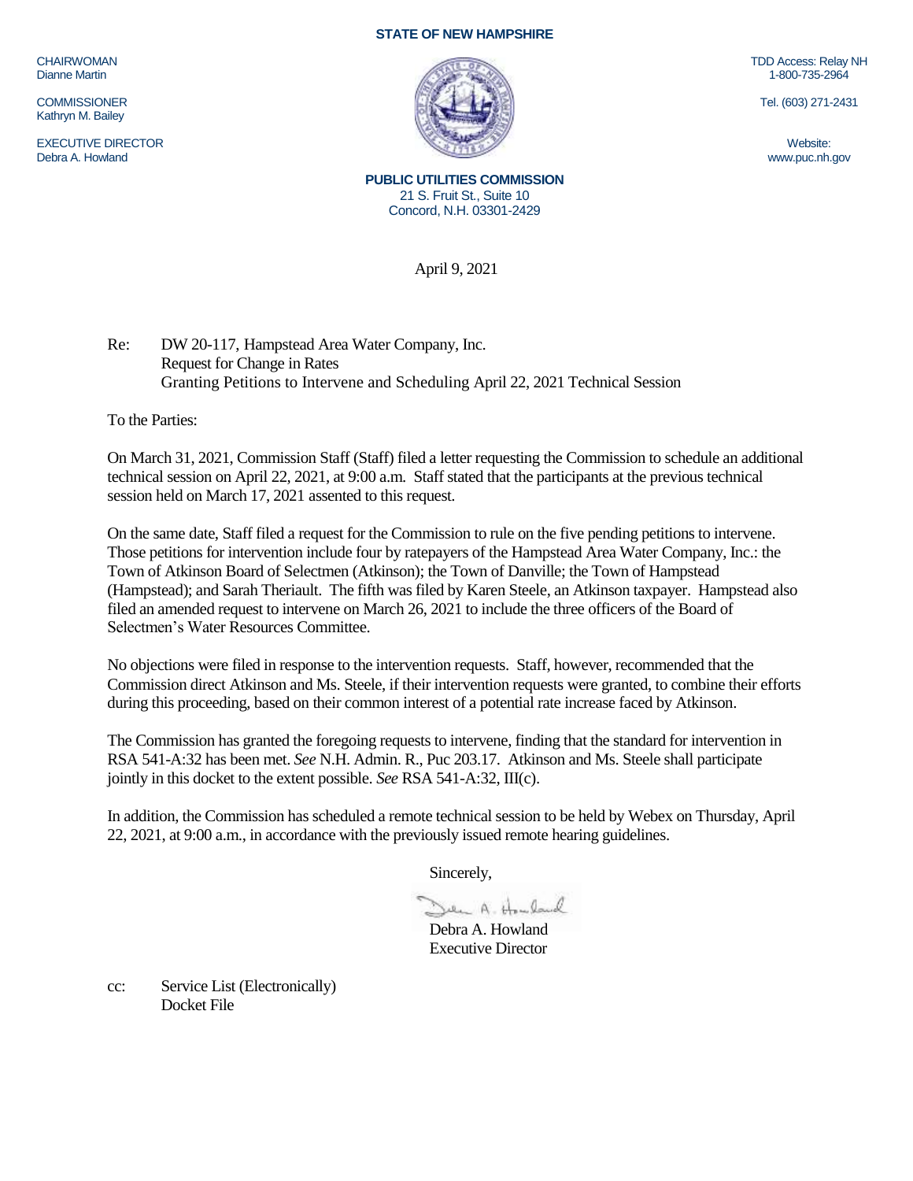**STATE OF NEW HAMPSHIRE**

CHAIRWOMAN
Dianne Martin

COMMISSIONER
Kathryn M. Bailey

EXECUTIVE DIRECTOR
Debra A. Howland

TDD Access: Relay NH
1-800-735-2964

Tel. (603) 271-2431

Website:
www.puc.nh.gov

**PUBLIC UTILITIES COMMISSION**
21 S. Fruit St., Suite 10
Concord, N.H. 03301-2429

April 9, 2021

Re: DW 20-117, Hampstead Area Water Company, Inc.
Request for Change in Rates
Granting Petitions to Intervene and Scheduling April 22, 2021 Technical Session

To the Parties:

On March 31, 2021, Commission Staff (Staff) filed a letter requesting the Commission to schedule an additional technical session on April 22, 2021, at 9:00 a.m. Staff stated that the participants at the previous technical session held on March 17, 2021 assented to this request.

On the same date, Staff filed a request for the Commission to rule on the five pending petitions to intervene. Those petitions for intervention include four by ratepayers of the Hampstead Area Water Company, Inc.: the Town of Atkinson Board of Selectmen (Atkinson); the Town of Danville; the Town of Hampstead (Hampstead); and Sarah Theriault. The fifth was filed by Karen Steele, an Atkinson taxpayer. Hampstead also filed an amended request to intervene on March 26, 2021 to include the three officers of the Board of Selectmen's Water Resources Committee.

No objections were filed in response to the intervention requests. Staff, however, recommended that the Commission direct Atkinson and Ms. Steele, if their intervention requests were granted, to combine their efforts during this proceeding, based on their common interest of a potential rate increase faced by Atkinson.

The Commission has granted the foregoing requests to intervene, finding that the standard for intervention in RSA 541-A:32 has been met. *See* N.H. Admin. R., Puc 203.17. Atkinson and Ms. Steele shall participate jointly in this docket to the extent possible. *See* RSA 541-A:32, III(c).

In addition, the Commission has scheduled a remote technical session to be held by Webex on Thursday, April 22, 2021, at 9:00 a.m., in accordance with the previously issued remote hearing guidelines.

Sincerely,

Debra A. Howland
Executive Director

cc: Service List (Electronically)
Docket File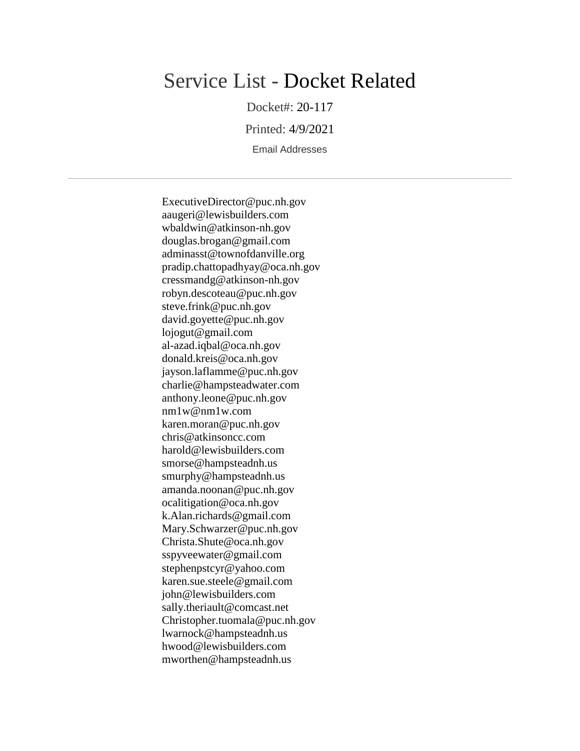# Service List - Docket Related

Docket#: 20-117

Printed: 4/9/2021

Email Addresses

---

ExecutiveDirector@puc.nh.gov
aaugeri@lewisbuilders.com
wbaldwin@atkinson-nh.gov
douglas.brogan@gmail.com
adminasst@townofdanville.org
pradip.chattopadhyay@oca.nh.gov
cressmandg@atkinson-nh.gov
robyn.descoteau@puc.nh.gov
steve.frink@puc.nh.gov
david.goyette@puc.nh.gov
lojogut@gmail.com
al-azad.iqbal@oca.nh.gov
donald.kreis@oca.nh.gov
jayson.laflamme@puc.nh.gov
charlie@hampsteadwater.com
anthony.leone@puc.nh.gov
nm1w@nm1w.com
karen.moran@puc.nh.gov
chris@atkinsoncc.com
harold@lewisbuilders.com
smorse@hampsteadnh.us
smurphy@hampsteadnh.us
amanda.noonan@puc.nh.gov
ocalitigation@oca.nh.gov
k.Alan.richards@gmail.com
Mary.Schwarzer@puc.nh.gov
Christa.Shute@oca.nh.gov
sspyveewater@gmail.com
stephenpstcyr@yahoo.com
karen.sue.steele@gmail.com
john@lewisbuilders.com
sally.theriault@comcast.net
Christopher.tuomala@puc.nh.gov
lwarnock@hampsteadnh.us
hwood@lewisbuilders.com
mworthen@hampsteadnh.us